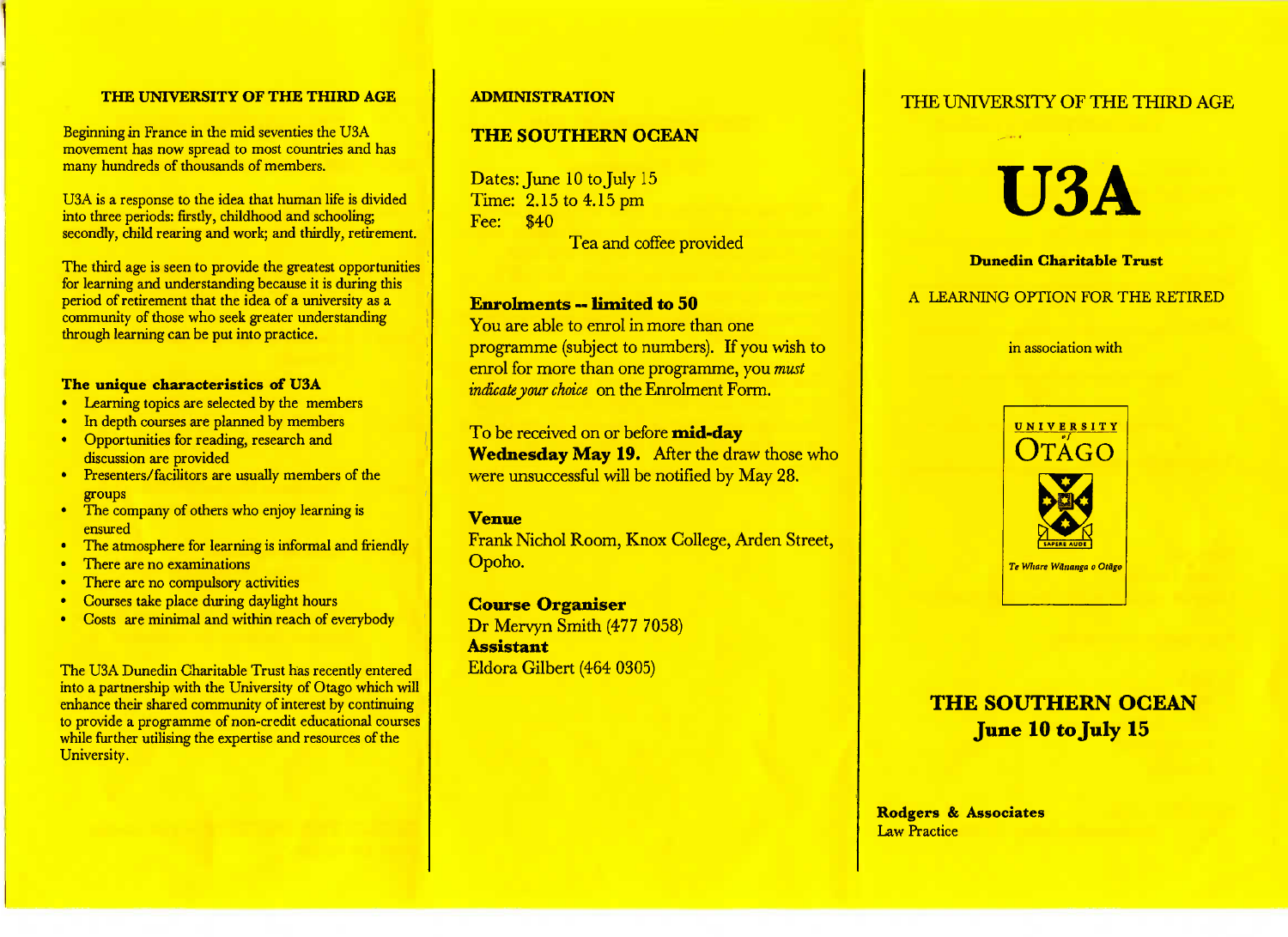## THE UNIVERSITY OF THE THIRD AGE

Beginning in France in the mid seventies the U3A movement has now spread to most countries and has many hundreds of thousands of members.

U3A is a response to the idea that human life is divided into three periods: firstly, childhood and schooling; secondly, child rearing and work; and thirdly, retirement.

The third age is seen to provide the greatest opportunities for learning and understanding because it is during this period of retirement that the idea of a university as a community of those who seek greater understanding through learning can be put into practice.

### The unique characteristics of U3A

- Learning topics are selected by the members
- In depth courses are planned by members
- Opportunities for reading, research and discussion are provided
- Presenters/facilitors are usually members of the groups
- The company of others who enjoy learning is ensured
- The atmosphere for learning is informal and friendly
- There are no examinations
- There are no compulsory activities
- Courses take place during daylight hours
- Costs are minimal and within reach of everybody

The U3A Dunedin Charitable Trust has recently entered into a partnership with the University of Otago which will enhance their shared community of interest by continuing to provide a programme of non-credit educational courses while further utilising the expertise and resources of the University.

## ADMINISTRATION

### THE SOUTHERN OCEAN

Dates: June 10 to July 15
Time: 2.15 to 4.15 pm
Fee: $40

Tea and coffee provided

**Enrolments -- limited to 50**
You are able to enrol in more than one programme (subject to numbers). If you wish to enrol for more than one programme, you *must indicate your choice* on the Enrolment Form.

To be received on or before **mid-day Wednesday May 19.** After the draw those who were unsuccessful will be notified by May 28.

**Venue**
Frank Nichol Room, Knox College, Arden Street, Opoho.

**Course Organiser**
Dr Mervyn Smith (477 7058)
**Assistant**
Eldora Gilbert (464 0305)

THE UNIVERSITY OF THE THIRD AGE

# U3A

**Dunedin Charitable Trust**

A LEARNING OPTION FOR THE RETIRED

in association with

UNIVERSITY of OTAGO
SAPERE AUDE
Te Whare Wānanga o Otāgo

## THE SOUTHERN OCEAN
## June 10 to July 15

**Rodgers & Associates**
Law Practice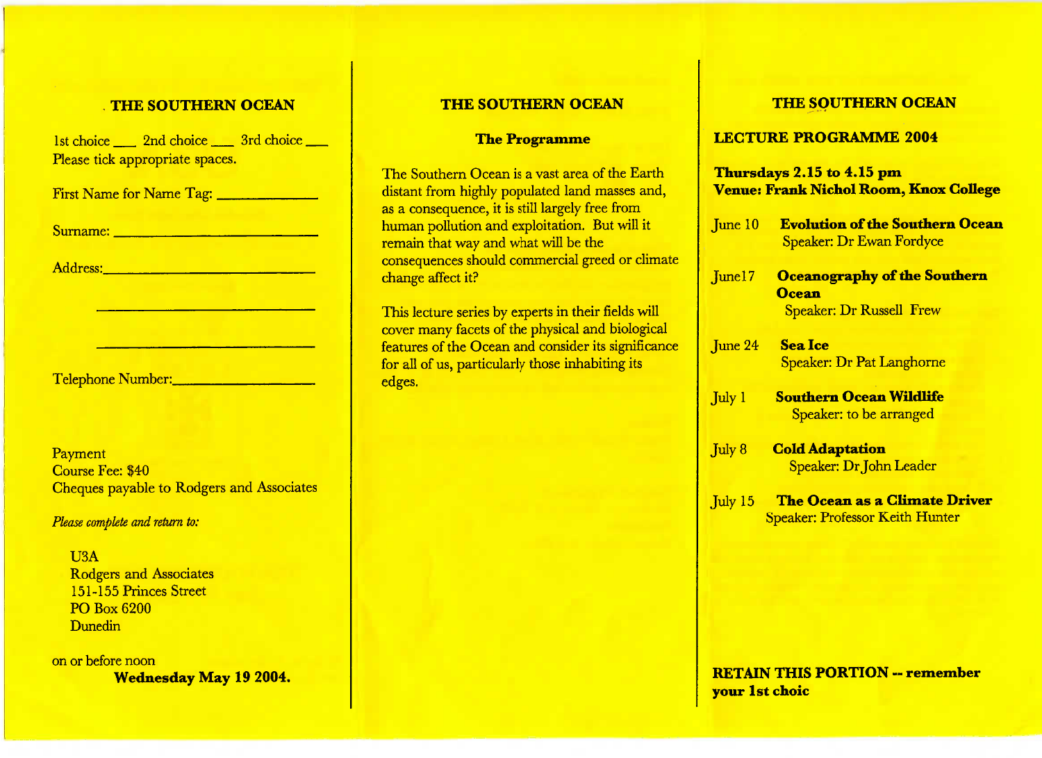## THE SOUTHERN OCEAN

1st choice ___ 2nd choice ___ 3rd choice ___
Please tick appropriate spaces.

First Name for Name Tag: ____________

Surname: ____________________

Address: ____________________

____________________

____________________

Telephone Number: ____________________

Payment
Course Fee: $40
Cheques payable to Rodgers and Associates

*Please complete and return to:*

U3A
Rodgers and Associates
151-155 Princes Street
PO Box 6200
Dunedin

on or before noon
**Wednesday May 19 2004.**

## THE SOUTHERN OCEAN

### The Programme

The Southern Ocean is a vast area of the Earth distant from highly populated land masses and, as a consequence, it is still largely free from human pollution and exploitation. But will it remain that way and what will be the consequences should commercial greed or climate change affect it?

This lecture series by experts in their fields will cover many facets of the physical and biological features of the Ocean and consider its significance for all of us, particularly those inhabiting its edges.

## THE SOUTHERN OCEAN

### LECTURE PROGRAMME 2004

**Thursdays 2.15 to 4.15 pm**
**Venue: Frank Nichol Room, Knox College**

June 10 **Evolution of the Southern Ocean**
Speaker: Dr Ewan Fordyce

June17 **Oceanography of the Southern Ocean**
Speaker: Dr Russell Frew

June 24 **Sea Ice**
Speaker: Dr Pat Langhorne

July 1 **Southern Ocean Wildlife**
Speaker: to be arranged

July 8 **Cold Adaptation**
Speaker: Dr John Leader

July 15 **The Ocean as a Climate Driver**
Speaker: Professor Keith Hunter

**RETAIN THIS PORTION -- remember your 1st choic**